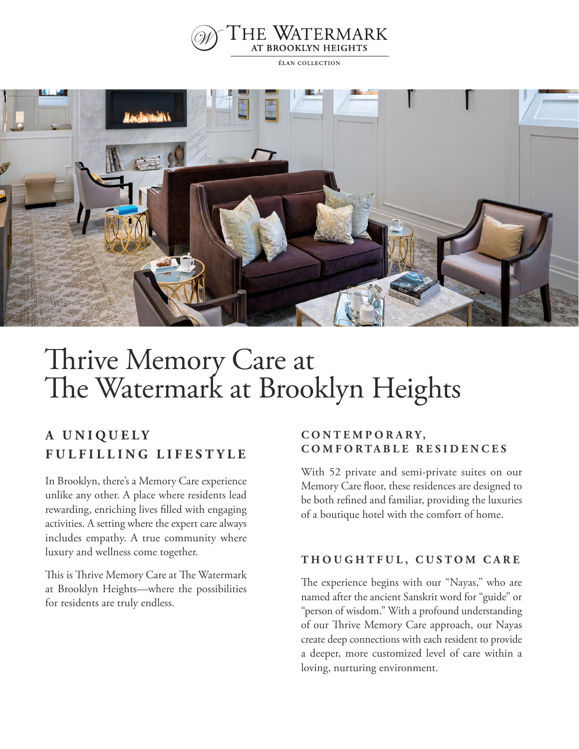THE WATERMARK
AT BROOKLYN HEIGHTS

ÉLAN COLLECTION

# Thrive Memory Care at The Watermark at Brooklyn Heights

## A UNIQUELY FULFILLING LIFESTYLE

In Brooklyn, there's a Memory Care experience unlike any other. A place where residents lead rewarding, enriching lives filled with engaging activities. A setting where the expert care always includes empathy. A true community where luxury and wellness come together.

This is Thrive Memory Care at The Watermark at Brooklyn Heights—where the possibilities for residents are truly endless.

## CONTEMPORARY, COMFORTABLE RESIDENCES

With 52 private and semi-private suites on our Memory Care floor, these residences are designed to be both refined and familiar, providing the luxuries of a boutique hotel with the comfort of home.

## THOUGHTFUL, CUSTOM CARE

The experience begins with our "Nayas," who are named after the ancient Sanskrit word for "guide" or "person of wisdom." With a profound understanding of our Thrive Memory Care approach, our Nayas create deep connections with each resident to provide a deeper, more customized level of care within a loving, nurturing environment.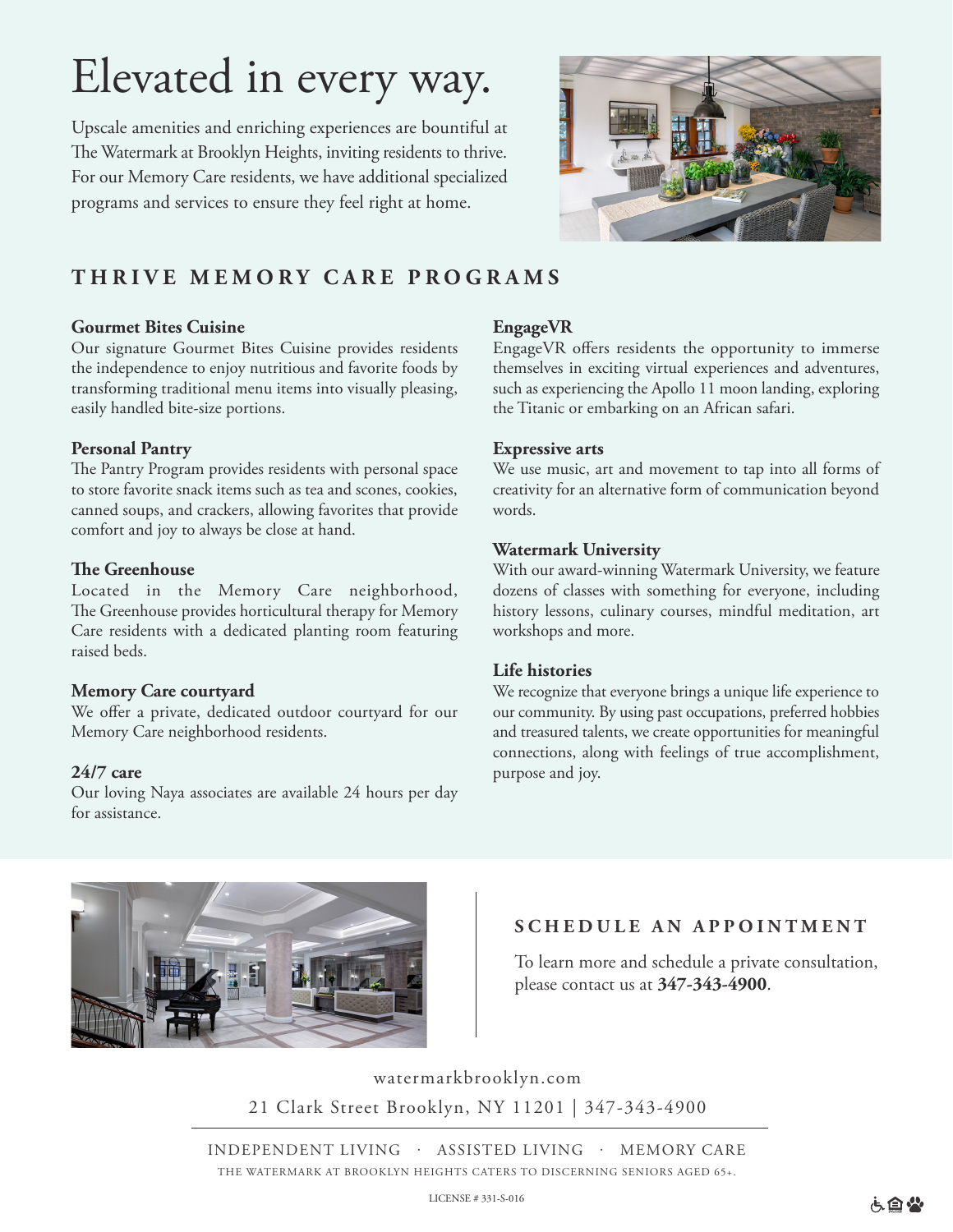# Elevated in every way.

Upscale amenities and enriching experiences are bountiful at The Watermark at Brooklyn Heights, inviting residents to thrive. For our Memory Care residents, we have additional specialized programs and services to ensure they feel right at home.

## THRIVE MEMORY CARE PROGRAMS

**Gourmet Bites Cuisine**
Our signature Gourmet Bites Cuisine provides residents the independence to enjoy nutritious and favorite foods by transforming traditional menu items into visually pleasing, easily handled bite-size portions.

**Personal Pantry**
The Pantry Program provides residents with personal space to store favorite snack items such as tea and scones, cookies, canned soups, and crackers, allowing favorites that provide comfort and joy to always be close at hand.

**The Greenhouse**
Located in the Memory Care neighborhood, The Greenhouse provides horticultural therapy for Memory Care residents with a dedicated planting room featuring raised beds.

**Memory Care courtyard**
We offer a private, dedicated outdoor courtyard for our Memory Care neighborhood residents.

**24/7 care**
Our loving Naya associates are available 24 hours per day for assistance.

**EngageVR**
EngageVR offers residents the opportunity to immerse themselves in exciting virtual experiences and adventures, such as experiencing the Apollo 11 moon landing, exploring the Titanic or embarking on an African safari.

**Expressive arts**
We use music, art and movement to tap into all forms of creativity for an alternative form of communication beyond words.

**Watermark University**
With our award-winning Watermark University, we feature dozens of classes with something for everyone, including history lessons, culinary courses, mindful meditation, art workshops and more.

**Life histories**
We recognize that everyone brings a unique life experience to our community. By using past occupations, preferred hobbies and treasured talents, we create opportunities for meaningful connections, along with feelings of true accomplishment, purpose and joy.

## SCHEDULE AN APPOINTMENT

To learn more and schedule a private consultation, please contact us at **347-343-4900**.

watermarkbrooklyn.com

21 Clark Street Brooklyn, NY 11201 | 347-343-4900

INDEPENDENT LIVING · ASSISTED LIVING · MEMORY CARE

THE WATERMARK AT BROOKLYN HEIGHTS CATERS TO DISCERNING SENIORS AGED 65+.

LICENSE # 331-S-016